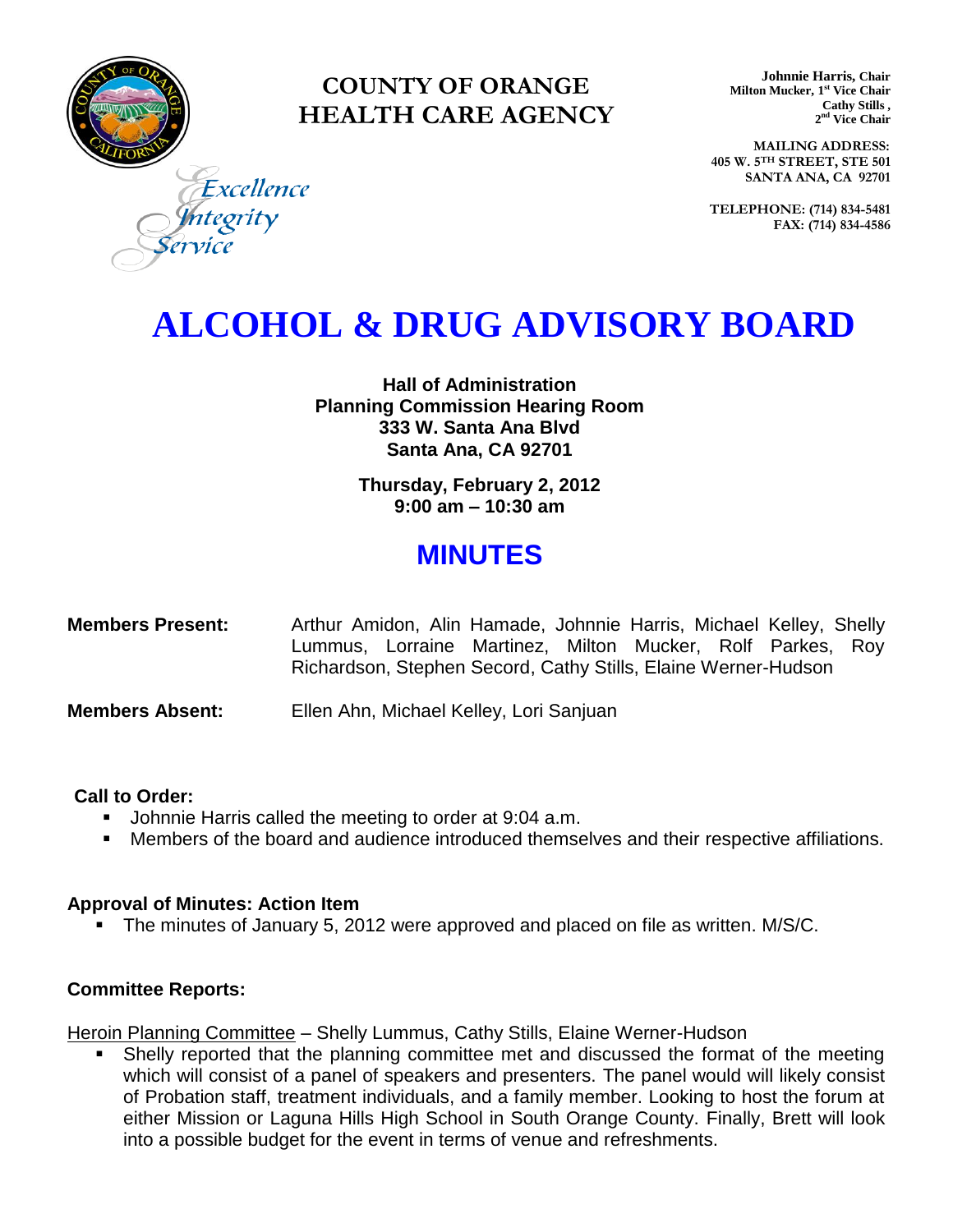# COUNTY OF ORANGE HEALTH CARE AGENCY

**Johnnie Harris, Chair**
**Milton Mucker, 1st Vice Chair**
**Cathy Stills, 2nd Vice Chair**

**MAILING ADDRESS:**
**405 W. 5TH STREET, STE 501**
**SANTA ANA, CA 92701**

**TELEPHONE: (714) 834-5481**
**FAX: (714) 834-4586**

*Excellence*
*Integrity*
*Service*

# ALCOHOL & DRUG ADVISORY BOARD

**Hall of Administration**
**Planning Commission Hearing Room**
**333 W. Santa Ana Blvd**
**Santa Ana, CA 92701**

**Thursday, February 2, 2012**
**9:00 am – 10:30 am**

## MINUTES

**Members Present:** Arthur Amidon, Alin Hamade, Johnnie Harris, Michael Kelley, Shelly Lummus, Lorraine Martinez, Milton Mucker, Rolf Parkes, Roy Richardson, Stephen Secord, Cathy Stills, Elaine Werner-Hudson

**Members Absent:** Ellen Ahn, Michael Kelley, Lori Sanjuan

**Call to Order:**

- Johnnie Harris called the meeting to order at 9:04 a.m.
- Members of the board and audience introduced themselves and their respective affiliations.

**Approval of Minutes: Action Item**

- The minutes of January 5, 2012 were approved and placed on file as written. M/S/C.

**Committee Reports:**

Heroin Planning Committee – Shelly Lummus, Cathy Stills, Elaine Werner-Hudson

- Shelly reported that the planning committee met and discussed the format of the meeting which will consist of a panel of speakers and presenters. The panel would will likely consist of Probation staff, treatment individuals, and a family member. Looking to host the forum at either Mission or Laguna Hills High School in South Orange County. Finally, Brett will look into a possible budget for the event in terms of venue and refreshments.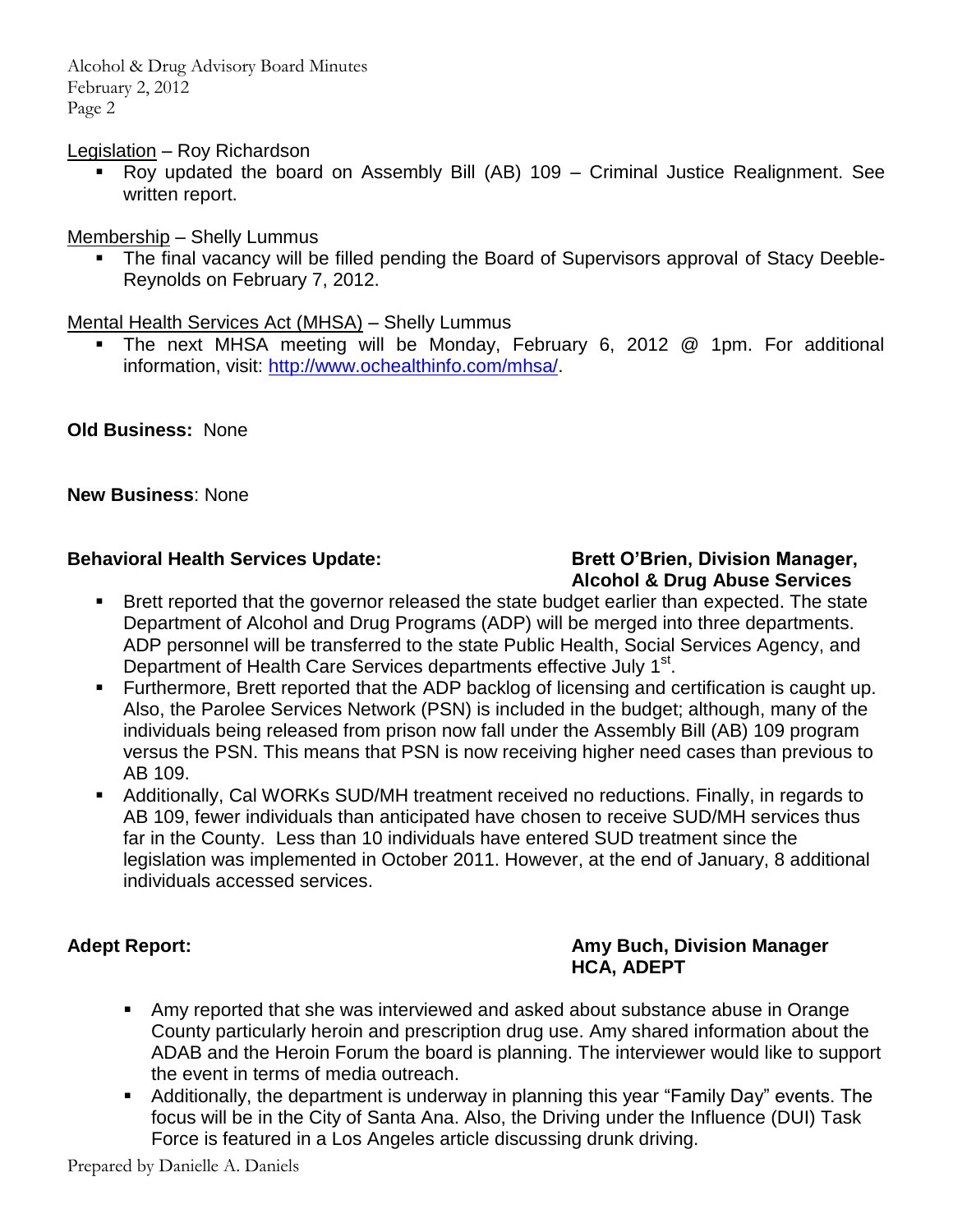Legislation – Roy Richardson

- Roy updated the board on Assembly Bill (AB) 109 – Criminal Justice Realignment. See written report.

Membership – Shelly Lummus

- The final vacancy will be filled pending the Board of Supervisors approval of Stacy Deeble-Reynolds on February 7, 2012.

Mental Health Services Act (MHSA) – Shelly Lummus

- The next MHSA meeting will be Monday, February 6, 2012 @ 1pm. For additional information, visit: http://www.ochealthinfo.com/mhsa/.

**Old Business:** None

**New Business**: None

**Behavioral Health Services Update:** **Brett O'Brien, Division Manager, Alcohol & Drug Abuse Services**

- Brett reported that the governor released the state budget earlier than expected. The state Department of Alcohol and Drug Programs (ADP) will be merged into three departments. ADP personnel will be transferred to the state Public Health, Social Services Agency, and Department of Health Care Services departments effective July 1st.
- Furthermore, Brett reported that the ADP backlog of licensing and certification is caught up. Also, the Parolee Services Network (PSN) is included in the budget; although, many of the individuals being released from prison now fall under the Assembly Bill (AB) 109 program versus the PSN. This means that PSN is now receiving higher need cases than previous to AB 109.
- Additionally, Cal WORKs SUD/MH treatment received no reductions. Finally, in regards to AB 109, fewer individuals than anticipated have chosen to receive SUD/MH services thus far in the County. Less than 10 individuals have entered SUD treatment since the legislation was implemented in October 2011. However, at the end of January, 8 additional individuals accessed services.

**Adept Report:** **Amy Buch, Division Manager HCA, ADEPT**

- Amy reported that she was interviewed and asked about substance abuse in Orange County particularly heroin and prescription drug use. Amy shared information about the ADAB and the Heroin Forum the board is planning. The interviewer would like to support the event in terms of media outreach.
- Additionally, the department is underway in planning this year "Family Day" events. The focus will be in the City of Santa Ana. Also, the Driving under the Influence (DUI) Task Force is featured in a Los Angeles article discussing drunk driving.

Prepared by Danielle A. Daniels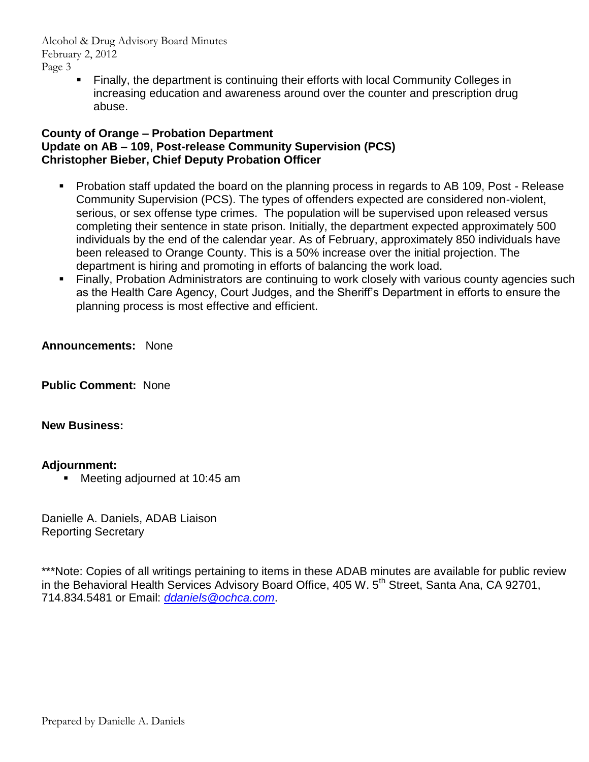- Finally, the department is continuing their efforts with local Community Colleges in increasing education and awareness around over the counter and prescription drug abuse.

**County of Orange – Probation Department**
**Update on AB – 109, Post-release Community Supervision (PCS)**
**Christopher Bieber, Chief Deputy Probation Officer**

- Probation staff updated the board on the planning process in regards to AB 109, Post - Release Community Supervision (PCS). The types of offenders expected are considered non-violent, serious, or sex offense type crimes. The population will be supervised upon released versus completing their sentence in state prison. Initially, the department expected approximately 500 individuals by the end of the calendar year. As of February, approximately 850 individuals have been released to Orange County. This is a 50% increase over the initial projection. The department is hiring and promoting in efforts of balancing the work load.
- Finally, Probation Administrators are continuing to work closely with various county agencies such as the Health Care Agency, Court Judges, and the Sheriff's Department in efforts to ensure the planning process is most effective and efficient.

**Announcements:** None

**Public Comment:** None

**New Business:**

**Adjournment:**

- Meeting adjourned at 10:45 am

Danielle A. Daniels, ADAB Liaison
Reporting Secretary

***Note: Copies of all writings pertaining to items in these ADAB minutes are available for public review in the Behavioral Health Services Advisory Board Office, 405 W. 5th Street, Santa Ana, CA 92701, 714.834.5481 or Email: *ddaniels@ochca.com*.

Prepared by Danielle A. Daniels